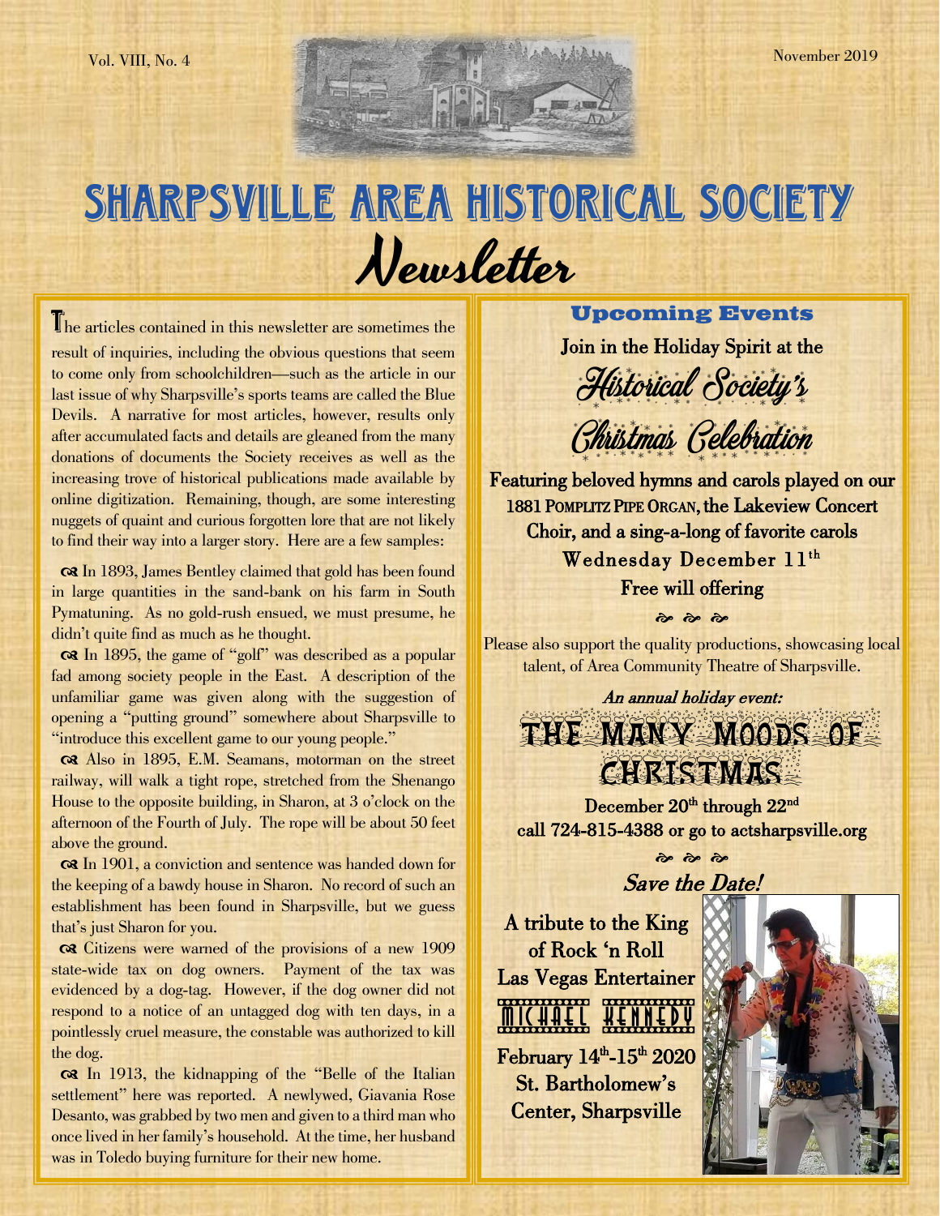Vol. VIII, No. 4

November 2019

# SHARPSVILLE AREA HISTORICAL SOCIETY

# Newsletter

The articles contained in this newsletter are sometimes the result of inquiries, including the obvious questions that seem to come only from schoolchildren—such as the article in our last issue of why Sharpsville's sports teams are called the Blue Devils. A narrative for most articles, however, results only after accumulated facts and details are gleaned from the many donations of documents the Society receives as well as the increasing trove of historical publications made available by online digitization. Remaining, though, are some interesting nuggets of quaint and curious forgotten lore that are not likely to find their way into a larger story. Here are a few samples:

In 1893, James Bentley claimed that gold has been found in large quantities in the sand-bank on his farm in South Pymatuning. As no gold-rush ensued, we must presume, he didn't quite find as much as he thought.

In 1895, the game of "golf" was described as a popular fad among society people in the East. A description of the unfamiliar game was given along with the suggestion of opening a "putting ground" somewhere about Sharpsville to "introduce this excellent game to our young people."

Also in 1895, E.M. Seamans, motorman on the street railway, will walk a tight rope, stretched from the Shenango House to the opposite building, in Sharon, at 3 o'clock on the afternoon of the Fourth of July. The rope will be about 50 feet above the ground.

In 1901, a conviction and sentence was handed down for the keeping of a bawdy house in Sharon. No record of such an establishment has been found in Sharpsville, but we guess that's just Sharon for you.

Citizens were warned of the provisions of a new 1909 state-wide tax on dog owners. Payment of the tax was evidenced by a dog-tag. However, if the dog owner did not respond to a notice of an untagged dog with ten days, in a pointlessly cruel measure, the constable was authorized to kill the dog.

In 1913, the kidnapping of the "Belle of the Italian settlement" here was reported. A newlywed, Giavania Rose Desanto, was grabbed by two men and given to a third man who once lived in her family's household. At the time, her husband was in Toledo buying furniture for their new home.

## Upcoming Events

**Join in the Holiday Spirit at the**

### *Historical Society's Christmas Celebration*

**Featuring beloved hymns and carols played on our 1881 POMPLITZ PIPE ORGAN, the Lakeview Concert Choir, and a sing-a-long of favorite carols**

**Wednesday December 11th**

**Free will offering**

Please also support the quality productions, showcasing local talent, of Area Community Theatre of Sharpsville.

***An annual holiday event:***

### THE MANY MOODS OF CHRISTMAS

**December 20th through 22nd**
**call 724-815-4388 or go to actsharpsville.org**

***Save the Date!***

**A tribute to the King of Rock 'n Roll**
**Las Vegas Entertainer**

### MICHAEL KENNEDY

**February 14th-15th 2020**
**St. Bartholomew's Center, Sharpsville**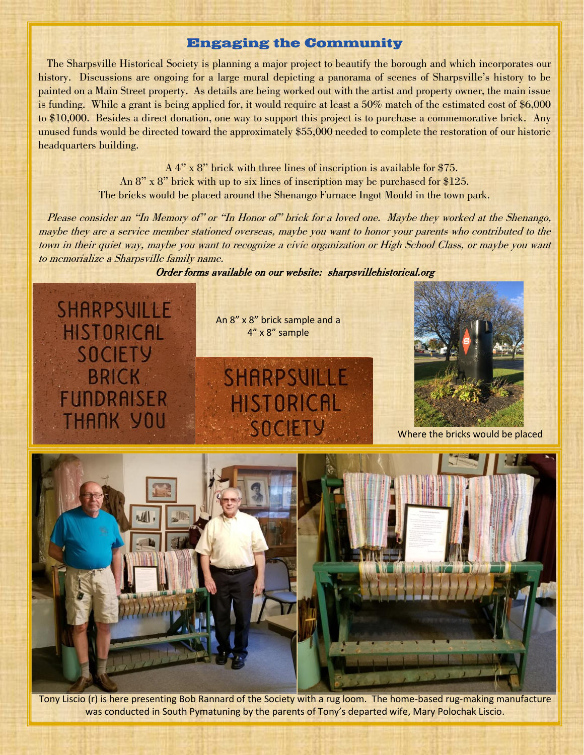## Engaging the Community

The Sharpsville Historical Society is planning a major project to beautify the borough and which incorporates our history. Discussions are ongoing for a large mural depicting a panorama of scenes of Sharpsville's history to be painted on a Main Street property. As details are being worked out with the artist and property owner, the main issue is funding. While a grant is being applied for, it would require at least a 50% match of the estimated cost of $6,000 to $10,000. Besides a direct donation, one way to support this project is to purchase a commemorative brick. Any unused funds would be directed toward the approximately $55,000 needed to complete the restoration of our historic headquarters building.

A 4" x 8" brick with three lines of inscription is available for $75.
An 8" x 8" brick with up to six lines of inscription may be purchased for $125.
The bricks would be placed around the Shenango Furnace Ingot Mould in the town park.

*Please consider an "In Memory of" or "In Honor of" brick for a loved one. Maybe they worked at the Shenango, maybe they are a service member stationed overseas, maybe you want to honor your parents who contributed to the town in their quiet way, maybe you want to recognize a civic organization or High School Class, or maybe you want to memorialize a Sharpsville family name.*

*Order forms available on our website: sharpsvillehistorical.org*

An 8" x 8" brick sample and a 4" x 8" sample

Where the bricks would be placed

Tony Liscio (r) is here presenting Bob Rannard of the Society with a rug loom. The home-based rug-making manufacture was conducted in South Pymatuning by the parents of Tony's departed wife, Mary Polochak Liscio.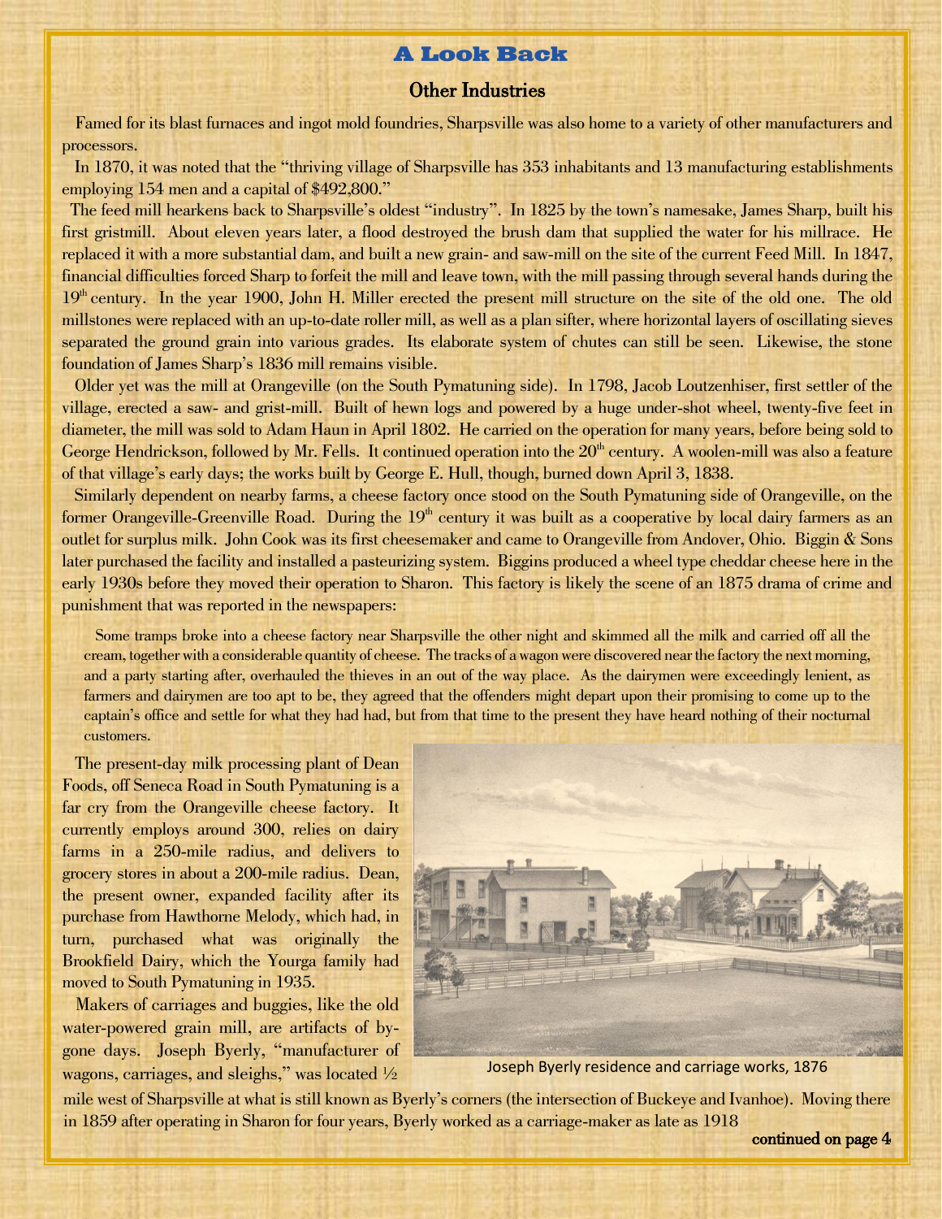## A Look Back

### Other Industries

Famed for its blast furnaces and ingot mold foundries, Sharpsville was also home to a variety of other manufacturers and processors.

In 1870, it was noted that the "thriving village of Sharpsville has 353 inhabitants and 13 manufacturing establishments employing 154 men and a capital of $492,800."

The feed mill hearkens back to Sharpsville's oldest "industry". In 1825 by the town's namesake, James Sharp, built his first gristmill. About eleven years later, a flood destroyed the brush dam that supplied the water for his millrace. He replaced it with a more substantial dam, and built a new grain- and saw-mill on the site of the current Feed Mill. In 1847, financial difficulties forced Sharp to forfeit the mill and leave town, with the mill passing through several hands during the 19th century. In the year 1900, John H. Miller erected the present mill structure on the site of the old one. The old millstones were replaced with an up-to-date roller mill, as well as a plan sifter, where horizontal layers of oscillating sieves separated the ground grain into various grades. Its elaborate system of chutes can still be seen. Likewise, the stone foundation of James Sharp's 1836 mill remains visible.

Older yet was the mill at Orangeville (on the South Pymatuning side). In 1798, Jacob Loutzenhiser, first settler of the village, erected a saw- and grist-mill. Built of hewn logs and powered by a huge under-shot wheel, twenty-five feet in diameter, the mill was sold to Adam Haun in April 1802. He carried on the operation for many years, before being sold to George Hendrickson, followed by Mr. Fells. It continued operation into the 20th century. A woolen-mill was also a feature of that village's early days; the works built by George E. Hull, though, burned down April 3, 1838.

Similarly dependent on nearby farms, a cheese factory once stood on the South Pymatuning side of Orangeville, on the former Orangeville-Greenville Road. During the 19th century it was built as a cooperative by local dairy farmers as an outlet for surplus milk. John Cook was its first cheesemaker and came to Orangeville from Andover, Ohio. Biggin & Sons later purchased the facility and installed a pasteurizing system. Biggins produced a wheel type cheddar cheese here in the early 1930s before they moved their operation to Sharon. This factory is likely the scene of an 1875 drama of crime and punishment that was reported in the newspapers:

> Some tramps broke into a cheese factory near Sharpsville the other night and skimmed all the milk and carried off all the cream, together with a considerable quantity of cheese. The tracks of a wagon were discovered near the factory the next morning, and a party starting after, overhauled the thieves in an out of the way place. As the dairymen were exceedingly lenient, as farmers and dairymen are too apt to be, they agreed that the offenders might depart upon their promising to come up to the captain's office and settle for what they had had, but from that time to the present they have heard nothing of their nocturnal customers.

The present-day milk processing plant of Dean Foods, off Seneca Road in South Pymatuning is a far cry from the Orangeville cheese factory. It currently employs around 300, relies on dairy farms in a 250-mile radius, and delivers to grocery stores in about a 200-mile radius. Dean, the present owner, expanded facility after its purchase from Hawthorne Melody, which had, in turn, purchased what was originally the Brookfield Dairy, which the Yourga family had moved to South Pymatuning in 1935.

Joseph Byerly residence and carriage works, 1876

Makers of carriages and buggies, like the old water-powered grain mill, are artifacts of bygone days. Joseph Byerly, "manufacturer of wagons, carriages, and sleighs," was located ½ mile west of Sharpsville at what is still known as Byerly's corners (the intersection of Buckeye and Ivanhoe). Moving there in 1859 after operating in Sharon for four years, Byerly worked as a carriage-maker as late as 1918

**continued on page 4**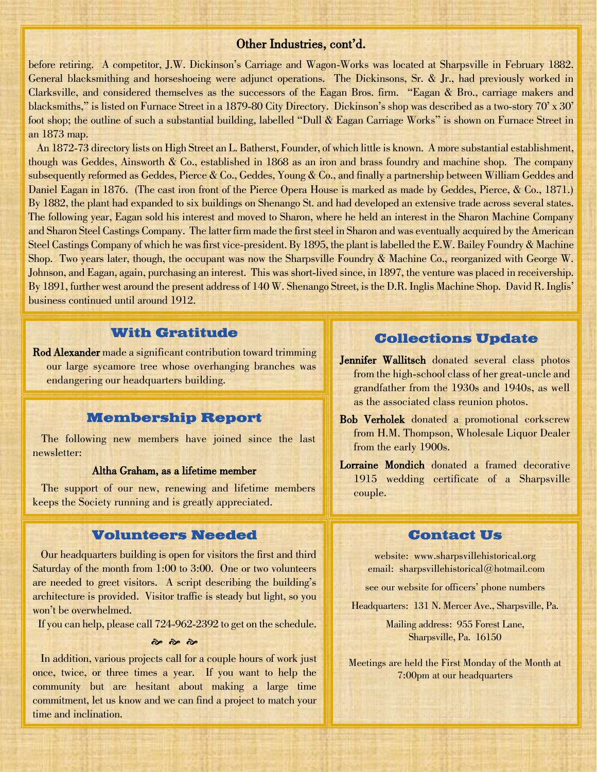## Other Industries, cont'd.

before retiring. A competitor, J.W. Dickinson's Carriage and Wagon-Works was located at Sharpsville in February 1882. General blacksmithing and horseshoeing were adjunct operations. The Dickinsons, Sr. & Jr., had previously worked in Clarksville, and considered themselves as the successors of the Eagan Bros. firm. "Eagan & Bro., carriage makers and blacksmiths," is listed on Furnace Street in a 1879-80 City Directory. Dickinson's shop was described as a two-story 70' x 30' foot shop; the outline of such a substantial building, labelled "Dull & Eagan Carriage Works" is shown on Furnace Street in an 1873 map.

An 1872-73 directory lists on High Street an L. Batherst, Founder, of which little is known. A more substantial establishment, though was Geddes, Ainsworth & Co., established in 1868 as an iron and brass foundry and machine shop. The company subsequently reformed as Geddes, Pierce & Co., Geddes, Young & Co., and finally a partnership between William Geddes and Daniel Eagan in 1876. (The cast iron front of the Pierce Opera House is marked as made by Geddes, Pierce, & Co., 1871.) By 1882, the plant had expanded to six buildings on Shenango St. and had developed an extensive trade across several states. The following year, Eagan sold his interest and moved to Sharon, where he held an interest in the Sharon Machine Company and Sharon Steel Castings Company. The latter firm made the first steel in Sharon and was eventually acquired by the American Steel Castings Company of which he was first vice-president. By 1895, the plant is labelled the E.W. Bailey Foundry & Machine Shop. Two years later, though, the occupant was now the Sharpsville Foundry & Machine Co., reorganized with George W. Johnson, and Eagan, again, purchasing an interest. This was short-lived since, in 1897, the venture was placed in receivership. By 1891, further west around the present address of 140 W. Shenango Street, is the D.R. Inglis Machine Shop. David R. Inglis' business continued until around 1912.

## With Gratitude

**Rod Alexander** made a significant contribution toward trimming our large sycamore tree whose overhanging branches was endangering our headquarters building.

## Membership Report

The following new members have joined since the last newsletter:

**Altha Graham, as a lifetime member**

The support of our new, renewing and lifetime members keeps the Society running and is greatly appreciated.

## Volunteers Needed

Our headquarters building is open for visitors the first and third Saturday of the month from 1:00 to 3:00. One or two volunteers are needed to greet visitors. A script describing the building's architecture is provided. Visitor traffic is steady but light, so you won't be overwhelmed.

If you can help, please call 724-962-2392 to get on the schedule.

❧ ❧ ❧

In addition, various projects call for a couple hours of work just once, twice, or three times a year. If you want to help the community but are hesitant about making a large time commitment, let us know and we can find a project to match your time and inclination.

## Collections Update

**Jennifer Wallitsch** donated several class photos from the high-school class of her great-uncle and grandfather from the 1930s and 1940s, as well as the associated class reunion photos.

**Bob Verholek** donated a promotional corkscrew from H.M. Thompson, Wholesale Liquor Dealer from the early 1900s.

**Lorraine Mondich** donated a framed decorative 1915 wedding certificate of a Sharpsville couple.

## Contact Us

website: www.sharpsvillehistorical.org
email: sharpsvillehistorical@hotmail.com

see our website for officers' phone numbers

Headquarters: 131 N. Mercer Ave., Sharpsville, Pa.

Mailing address: 955 Forest Lane,
Sharpsville, Pa. 16150

Meetings are held the First Monday of the Month at 7:00pm at our headquarters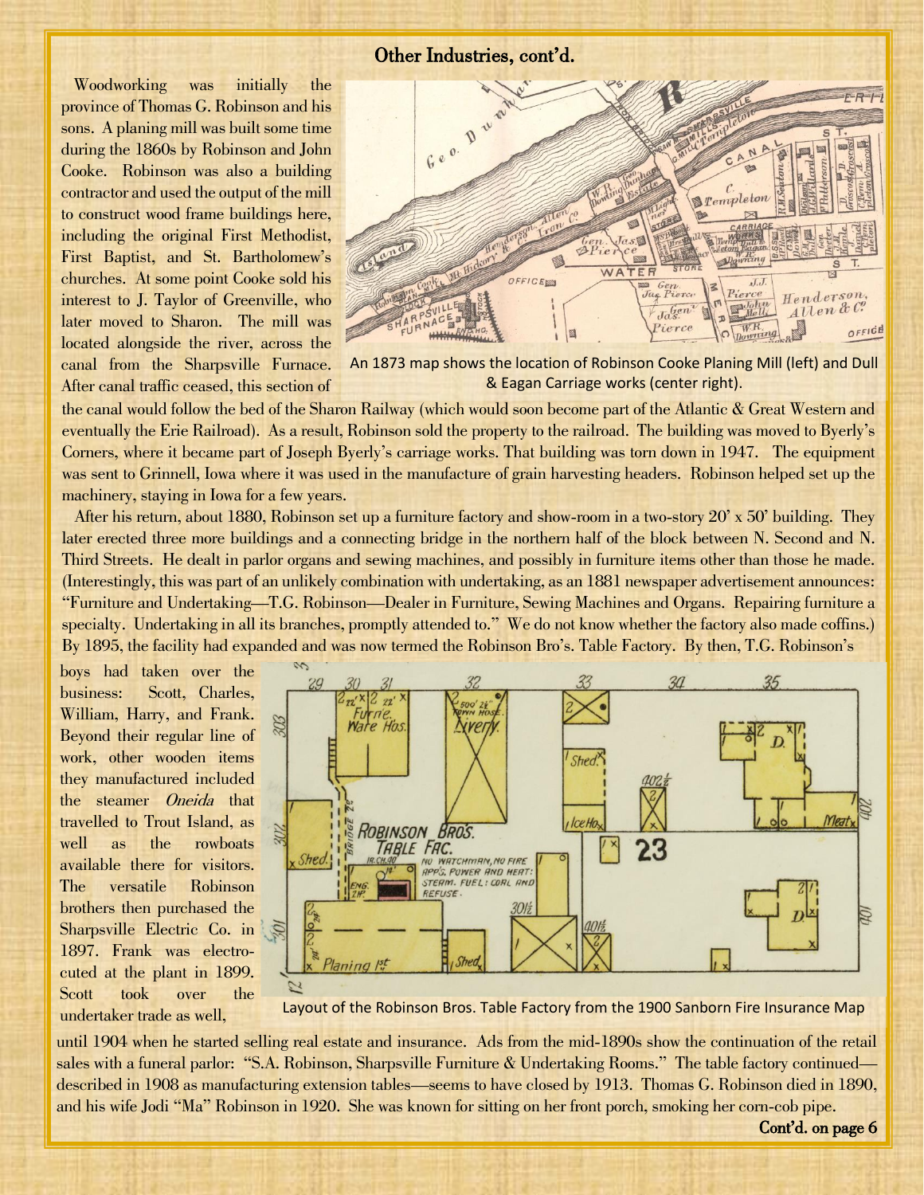## Other Industries, cont'd.

Woodworking was initially the province of Thomas G. Robinson and his sons. A planing mill was built some time during the 1860s by Robinson and John Cooke. Robinson was also a building contractor and used the output of the mill to construct wood frame buildings here, including the original First Methodist, First Baptist, and St. Bartholomew's churches. At some point Cooke sold his interest to J. Taylor of Greenville, who later moved to Sharon. The mill was located alongside the river, across the canal from the Sharpsville Furnace. After canal traffic ceased, this section of the canal would follow the bed of the Sharon Railway (which would soon become part of the Atlantic & Great Western and eventually the Erie Railroad). As a result, Robinson sold the property to the railroad. The building was moved to Byerly's Corners, where it became part of Joseph Byerly's carriage works. That building was torn down in 1947. The equipment was sent to Grinnell, Iowa where it was used in the manufacture of grain harvesting headers. Robinson helped set up the machinery, staying in Iowa for a few years.

An 1873 map shows the location of Robinson Cooke Planing Mill (left) and Dull & Eagan Carriage works (center right).

After his return, about 1880, Robinson set up a furniture factory and show-room in a two-story 20' x 50' building. They later erected three more buildings and a connecting bridge in the northern half of the block between N. Second and N. Third Streets. He dealt in parlor organs and sewing machines, and possibly in furniture items other than those he made. (Interestingly, this was part of an unlikely combination with undertaking, as an 1881 newspaper advertisement announces: "Furniture and Undertaking—T.G. Robinson—Dealer in Furniture, Sewing Machines and Organs. Repairing furniture a specialty. Undertaking in all its branches, promptly attended to." We do not know whether the factory also made coffins.) By 1895, the facility had expanded and was now termed the Robinson Bro's. Table Factory. By then, T.G. Robinson's boys had taken over the business: Scott, Charles, William, Harry, and Frank. Beyond their regular line of work, other wooden items they manufactured included the steamer *Oneida* that travelled to Trout Island, as well as the rowboats available there for visitors. The versatile Robinson brothers then purchased the Sharpsville Electric Co. in 1897. Frank was electrocuted at the plant in 1899. Scott took over the undertaker trade as well, until 1904 when he started selling real estate and insurance. Ads from the mid-1890s show the continuation of the retail sales with a funeral parlor: "S.A. Robinson, Sharpsville Furniture & Undertaking Rooms." The table factory continued—described in 1908 as manufacturing extension tables—seems to have closed by 1913. Thomas G. Robinson died in 1890, and his wife Jodi "Ma" Robinson in 1920. She was known for sitting on her front porch, smoking her corn-cob pipe.

Layout of the Robinson Bros. Table Factory from the 1900 Sanborn Fire Insurance Map

**Cont'd. on page 6**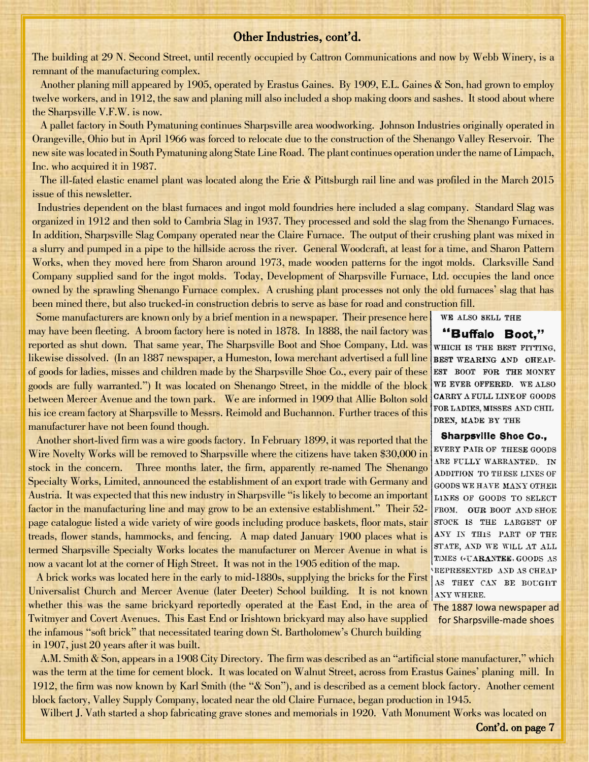## Other Industries, cont'd.

The building at 29 N. Second Street, until recently occupied by Cattron Communications and now by Webb Winery, is a remnant of the manufacturing complex.

Another planing mill appeared by 1905, operated by Erastus Gaines. By 1909, E.L. Gaines & Son, had grown to employ twelve workers, and in 1912, the saw and planing mill also included a shop making doors and sashes. It stood about where the Sharpsville V.F.W. is now.

A pallet factory in South Pymatuning continues Sharpsville area woodworking. Johnson Industries originally operated in Orangeville, Ohio but in April 1966 was forced to relocate due to the construction of the Shenango Valley Reservoir. The new site was located in South Pymatuning along State Line Road. The plant continues operation under the name of Limpach, Inc. who acquired it in 1987.

The ill-fated elastic enamel plant was located along the Erie & Pittsburgh rail line and was profiled in the March 2015 issue of this newsletter.

Industries dependent on the blast furnaces and ingot mold foundries here included a slag company. Standard Slag was organized in 1912 and then sold to Cambria Slag in 1937. They processed and sold the slag from the Shenango Furnaces. In addition, Sharpsville Slag Company operated near the Claire Furnace. The output of their crushing plant was mixed in a slurry and pumped in a pipe to the hillside across the river. General Woodcraft, at least for a time, and Sharon Pattern Works, when they moved here from Sharon around 1973, made wooden patterns for the ingot molds. Clarksville Sand Company supplied sand for the ingot molds. Today, Development of Sharpsville Furnace, Ltd. occupies the land once owned by the sprawling Shenango Furnace complex. A crushing plant processes not only the old furnaces' slag that has been mined there, but also trucked-in construction debris to serve as base for road and construction fill.

Some manufacturers are known only by a brief mention in a newspaper. Their presence here may have been fleeting. A broom factory here is noted in 1878. In 1888, the nail factory was reported as shut down. That same year, The Sharpsville Boot and Shoe Company, Ltd. was likewise dissolved. (In an 1887 newspaper, a Humeston, Iowa merchant advertised a full line of goods for ladies, misses and children made by the Sharpsville Shoe Co., every pair of these goods are fully warranted.") It was located on Shenango Street, in the middle of the block between Mercer Avenue and the town park. We are informed in 1909 that Allie Bolton sold his ice cream factory at Sharpsville to Messrs. Reimold and Buchannon. Further traces of this manufacturer have not been found though.

> WE ALSO SELL THE
>
> **"Buffalo Boot,"**
>
> WHICH IS THE BEST FITTING, BEST WEARING AND CHEAPEST BOOT FOR THE MONEY WE EVER OFFERED. WE ALSO CARRY A FULL LINE OF GOODS FOR LADIES, MISSES AND CHILDREN, MADE BY THE
>
> **Sharpsville Shoe Co.,**
>
> EVERY PAIR OF THESE GOODS ARE FULLY WARRANTED. IN ADDITION TO THESE LINES OF GOODS WE HAVE MANY OTHER LINES OF GOODS TO SELECT FROM. OUR BOOT AND SHOE STOCK IS THE LARGEST OF ANY IN THIS PART OF THE STATE, AND WE WILL AT ALL TIMES GUARANTEE GOODS AS REPRESENTED AND AS CHEAP AS THEY CAN BE BOUGHT ANY WHERE.

The 1887 Iowa newspaper ad for Sharpsville-made shoes

Another short-lived firm was a wire goods factory. In February 1899, it was reported that the Wire Novelty Works will be removed to Sharpsville where the citizens have taken $30,000 in stock in the concern. Three months later, the firm, apparently re-named The Shenango Specialty Works, Limited, announced the establishment of an export trade with Germany and Austria. It was expected that this new industry in Sharpsville "is likely to become an important factor in the manufacturing line and may grow to be an extensive establishment." Their 52-page catalogue listed a wide variety of wire goods including produce baskets, floor mats, stair treads, flower stands, hammocks, and fencing. A map dated January 1900 places what is termed Sharpsville Specialty Works locates the manufacturer on Mercer Avenue in what is now a vacant lot at the corner of High Street. It was not in the 1905 edition of the map.

A brick works was located here in the early to mid-1880s, supplying the bricks for the First Universalist Church and Mercer Avenue (later Deeter) School building. It is not known whether this was the same brickyard reportedly operated at the East End, in the area of Twitmyer and Covert Avenues. This East End or Irishtown brickyard may also have supplied the infamous "soft brick" that necessitated tearing down St. Bartholomew's Church building in 1907, just 20 years after it was built.

A.M. Smith & Son, appears in a 1908 City Directory. The firm was described as an "artificial stone manufacturer," which was the term at the time for cement block. It was located on Walnut Street, across from Erastus Gaines' planing mill. In 1912, the firm was now known by Karl Smith (the "& Son"), and is described as a cement block factory. Another cement block factory, Valley Supply Company, located near the old Claire Furnace, began production in 1945.

Wilbert J. Vath started a shop fabricating grave stones and memorials in 1920. Vath Monument Works was located on

**Cont'd. on page 7**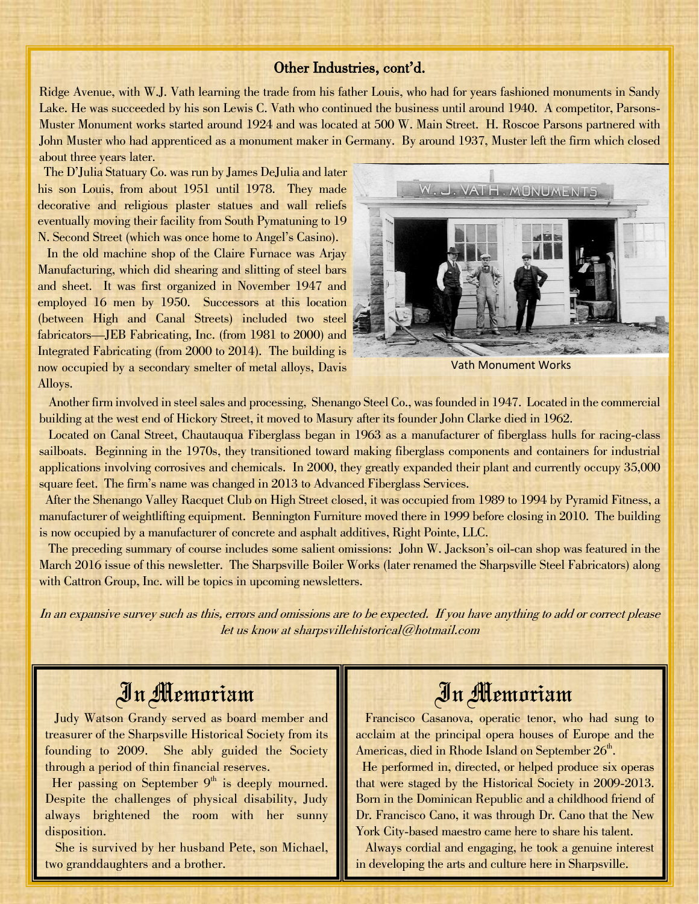## Other Industries, cont'd.

Ridge Avenue, with W.J. Vath learning the trade from his father Louis, who had for years fashioned monuments in Sandy Lake. He was succeeded by his son Lewis C. Vath who continued the business until around 1940. A competitor, Parsons-Muster Monument works started around 1924 and was located at 500 W. Main Street. H. Roscoe Parsons partnered with John Muster who had apprenticed as a monument maker in Germany. By around 1937, Muster left the firm which closed about three years later.

The D'Julia Statuary Co. was run by James DeJulia and later his son Louis, from about 1951 until 1978. They made decorative and religious plaster statues and wall reliefs eventually moving their facility from South Pymatuning to 19 N. Second Street (which was once home to Angel's Casino).

In the old machine shop of the Claire Furnace was Arjay Manufacturing, which did shearing and slitting of steel bars and sheet. It was first organized in November 1947 and employed 16 men by 1950. Successors at this location (between High and Canal Streets) included two steel fabricators—JEB Fabricating, Inc. (from 1981 to 2000) and Integrated Fabricating (from 2000 to 2014). The building is now occupied by a secondary smelter of metal alloys, Davis Alloys.

Vath Monument Works

Another firm involved in steel sales and processing, Shenango Steel Co., was founded in 1947. Located in the commercial building at the west end of Hickory Street, it moved to Masury after its founder John Clarke died in 1962.

Located on Canal Street, Chautauqua Fiberglass began in 1963 as a manufacturer of fiberglass hulls for racing-class sailboats. Beginning in the 1970s, they transitioned toward making fiberglass components and containers for industrial applications involving corrosives and chemicals. In 2000, they greatly expanded their plant and currently occupy 35,000 square feet. The firm's name was changed in 2013 to Advanced Fiberglass Services.

After the Shenango Valley Racquet Club on High Street closed, it was occupied from 1989 to 1994 by Pyramid Fitness, a manufacturer of weightlifting equipment. Bennington Furniture moved there in 1999 before closing in 2010. The building is now occupied by a manufacturer of concrete and asphalt additives, Right Pointe, LLC.

The preceding summary of course includes some salient omissions: John W. Jackson's oil-can shop was featured in the March 2016 issue of this newsletter. The Sharpsville Boiler Works (later renamed the Sharpsville Steel Fabricators) along with Cattron Group, Inc. will be topics in upcoming newsletters.

*In an expansive survey such as this, errors and omissions are to be expected. If you have anything to add or correct please let us know at sharpsvillehistorical@hotmail.com*

## In Memoriam

Judy Watson Grandy served as board member and treasurer of the Sharpsville Historical Society from its founding to 2009. She ably guided the Society through a period of thin financial reserves.

Her passing on September 9th is deeply mourned. Despite the challenges of physical disability, Judy always brightened the room with her sunny disposition.

She is survived by her husband Pete, son Michael, two granddaughters and a brother.

## In Memoriam

Francisco Casanova, operatic tenor, who had sung to acclaim at the principal opera houses of Europe and the Americas, died in Rhode Island on September 26th.

He performed in, directed, or helped produce six operas that were staged by the Historical Society in 2009-2013. Born in the Dominican Republic and a childhood friend of Dr. Francisco Cano, it was through Dr. Cano that the New York City-based maestro came here to share his talent.

Always cordial and engaging, he took a genuine interest in developing the arts and culture here in Sharpsville.